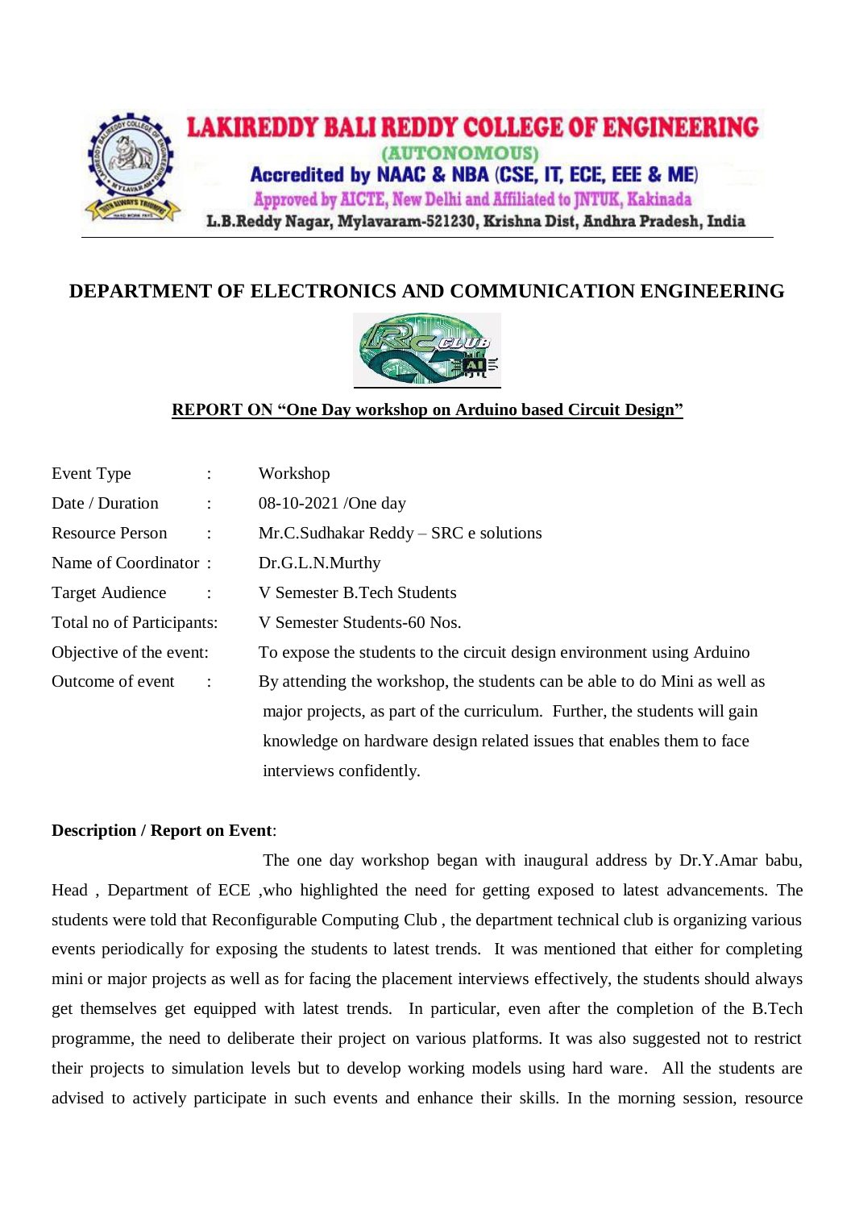# LAKIREDDY BALI REDDY COLLEGE OF ENGINEERING

(AUTONOMOUS)

Accredited by NAAC & NBA (CSE, IT, ECE, EEE & ME)

Approved by AICTE, New Delhi and Affiliated to JNTUK, Kakinada

L.B.Reddy Nagar, Mylavaram-521230, Krishna Dist, Andhra Pradesh, India

## DEPARTMENT OF ELECTRONICS AND COMMUNICATION ENGINEERING

### REPORT ON "One Day workshop on Arduino based Circuit Design"

| | | |
|---|---|---|
| Event Type | : | Workshop |
| Date / Duration | : | 08-10-2021 /One day |
| Resource Person | : | Mr.C.Sudhakar Reddy – SRC e solutions |
| Name of Coordinator | : | Dr.G.L.N.Murthy |
| Target Audience | : | V Semester B.Tech Students |
| Total no of Participants | : | V Semester Students-60 Nos. |
| Objective of the event | : | To expose the students to the circuit design environment using Arduino |
| Outcome of event | : | By attending the workshop, the students can be able to do Mini as well as major projects, as part of the curriculum. Further, the students will gain knowledge on hardware design related issues that enables them to face interviews confidently. |

**Description / Report on Event**:

The one day workshop began with inaugural address by Dr.Y.Amar babu, Head , Department of ECE ,who highlighted the need for getting exposed to latest advancements. The students were told that Reconfigurable Computing Club , the department technical club is organizing various events periodically for exposing the students to latest trends. It was mentioned that either for completing mini or major projects as well as for facing the placement interviews effectively, the students should always get themselves get equipped with latest trends. In particular, even after the completion of the B.Tech programme, the need to deliberate their project on various platforms. It was also suggested not to restrict their projects to simulation levels but to develop working models using hard ware. All the students are advised to actively participate in such events and enhance their skills. In the morning session, resource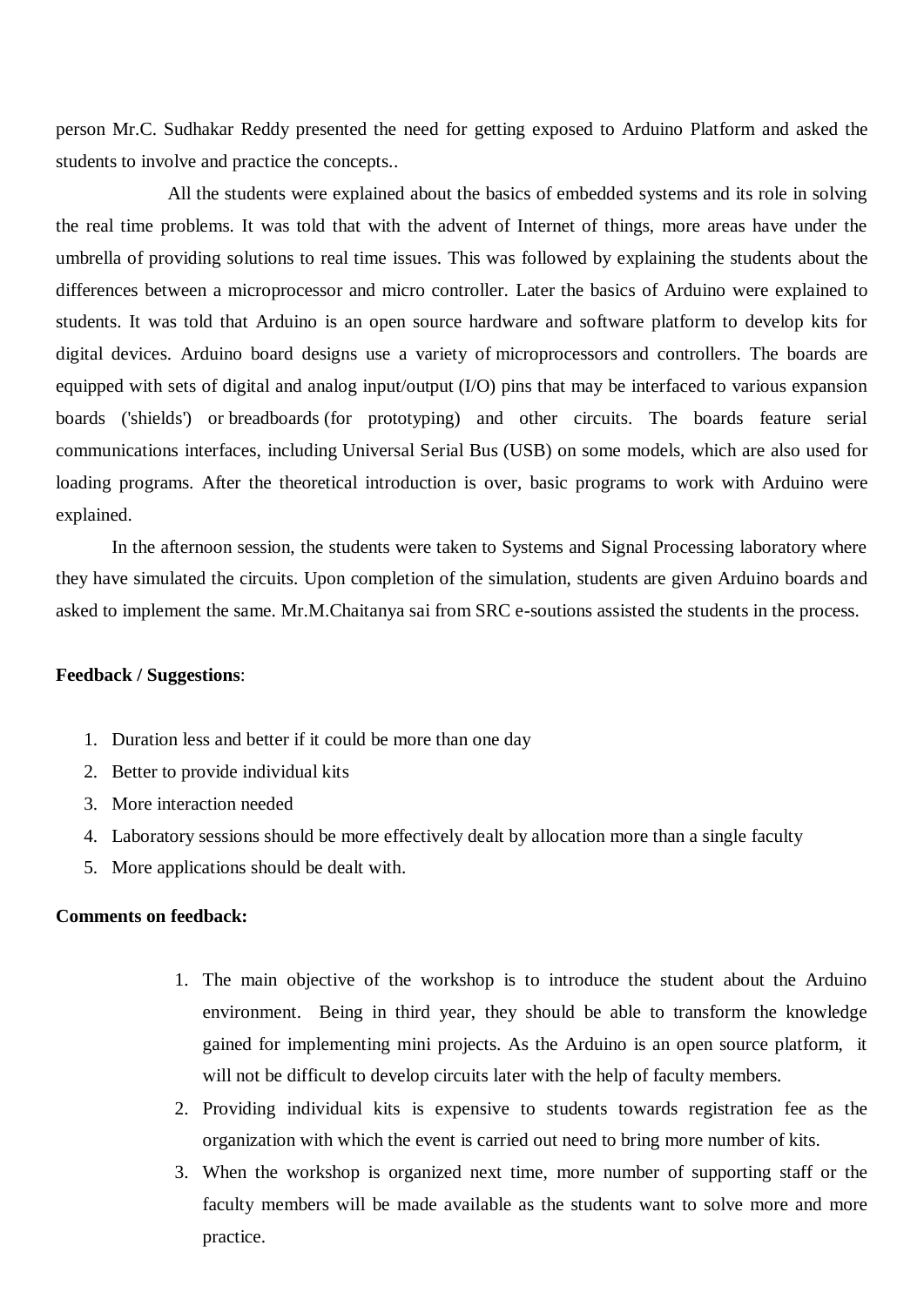person Mr.C. Sudhakar Reddy presented the need for getting exposed to Arduino Platform and asked the students to involve and practice the concepts..

All the students were explained about the basics of embedded systems and its role in solving the real time problems. It was told that with the advent of Internet of things, more areas have under the umbrella of providing solutions to real time issues. This was followed by explaining the students about the differences between a microprocessor and micro controller. Later the basics of Arduino were explained to students. It was told that Arduino is an open source hardware and software platform to develop kits for digital devices. Arduino board designs use a variety of microprocessors and controllers. The boards are equipped with sets of digital and analog input/output (I/O) pins that may be interfaced to various expansion boards ('shields') or breadboards (for prototyping) and other circuits. The boards feature serial communications interfaces, including Universal Serial Bus (USB) on some models, which are also used for loading programs. After the theoretical introduction is over, basic programs to work with Arduino were explained.

In the afternoon session, the students were taken to Systems and Signal Processing laboratory where they have simulated the circuits. Upon completion of the simulation, students are given Arduino boards and asked to implement the same. Mr.M.Chaitanya sai from SRC e-soutions assisted the students in the process.

**Feedback / Suggestions**:

1. Duration less and better if it could be more than one day
2. Better to provide individual kits
3. More interaction needed
4. Laboratory sessions should be more effectively dealt by allocation more than a single faculty
5. More applications should be dealt with.

**Comments on feedback:**

1. The main objective of the workshop is to introduce the student about the Arduino environment. Being in third year, they should be able to transform the knowledge gained for implementing mini projects. As the Arduino is an open source platform, it will not be difficult to develop circuits later with the help of faculty members.
2. Providing individual kits is expensive to students towards registration fee as the organization with which the event is carried out need to bring more number of kits.
3. When the workshop is organized next time, more number of supporting staff or the faculty members will be made available as the students want to solve more and more practice.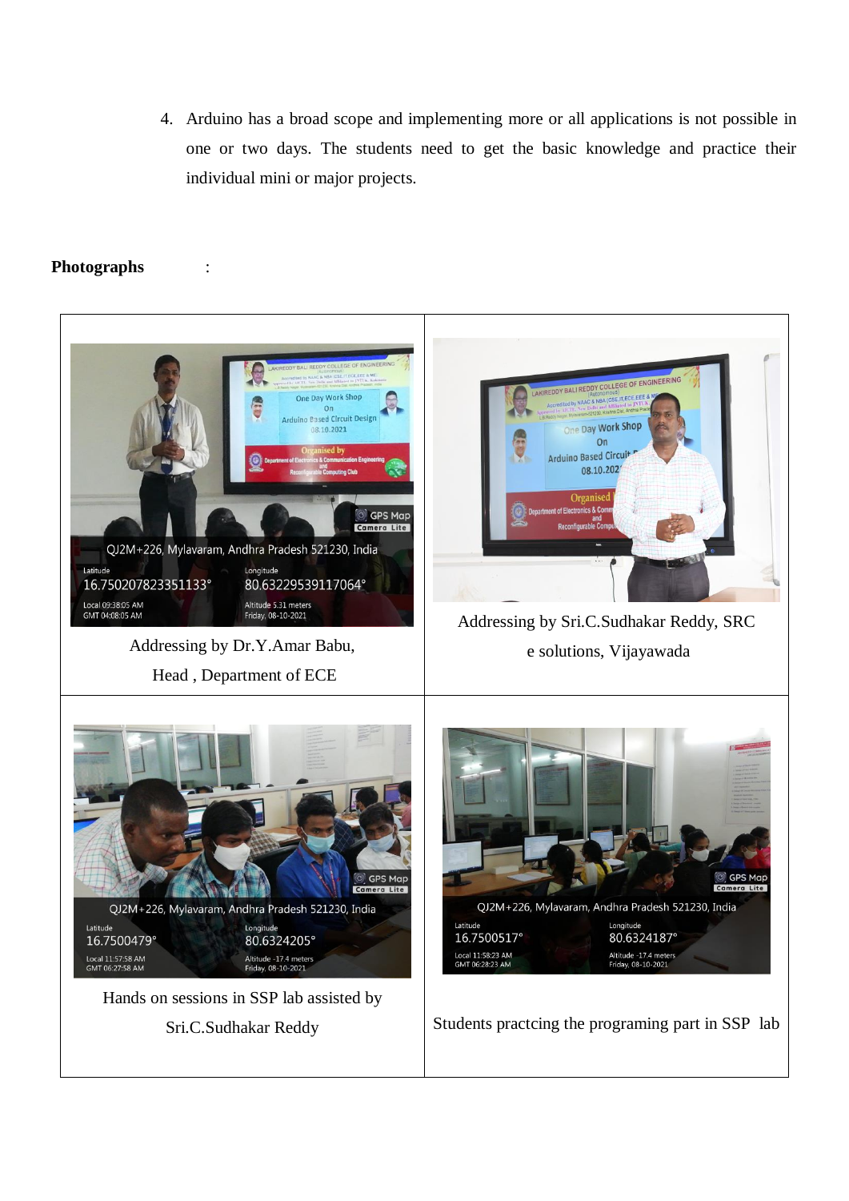4. Arduino has a broad scope and implementing more or all applications is not possible in one or two days. The students need to get the basic knowledge and practice their individual mini or major projects.

**Photographs** :

| | |
|---|---|
| Addressing by Dr.Y.Amar Babu, Head , Department of ECE | Addressing by Sri.C.Sudhakar Reddy, SRC e solutions, Vijayawada |
| Hands on sessions in SSP lab assisted by Sri.C.Sudhakar Reddy | Students practcing the programing part in SSP lab |